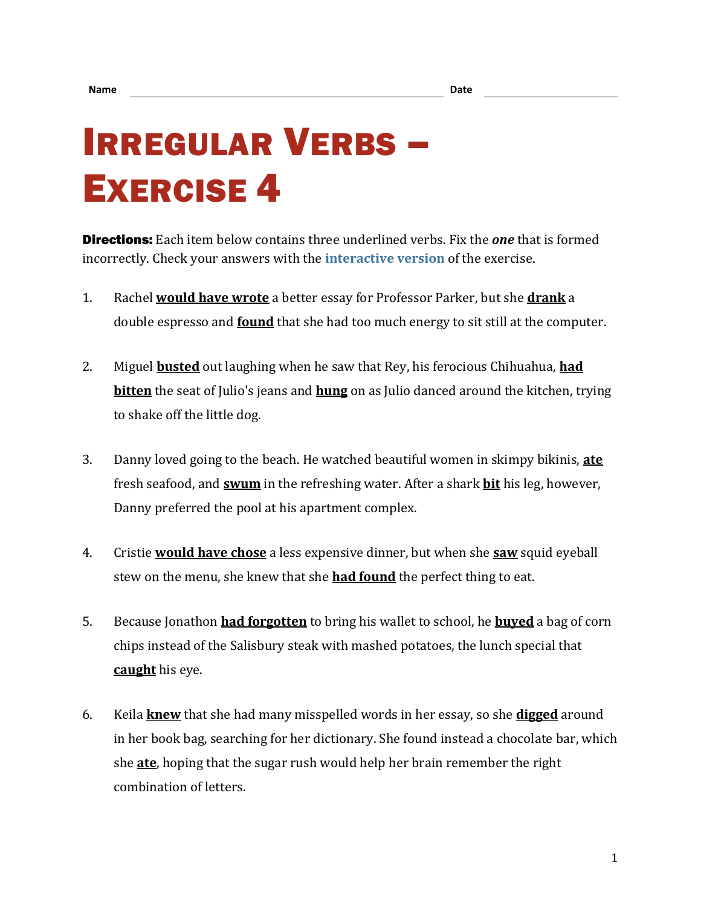Name ______________________________ Date ______________

# Irregular Verbs – Exercise 4

**Directions:** Each item below contains three underlined verbs. Fix the ***one*** that is formed incorrectly. Check your answers with the interactive version of the exercise.

1. Rachel **would have wrote** a better essay for Professor Parker, but she **drank** a double espresso and **found** that she had too much energy to sit still at the computer.

2. Miguel **busted** out laughing when he saw that Rey, his ferocious Chihuahua, **had bitten** the seat of Julio's jeans and **hung** on as Julio danced around the kitchen, trying to shake off the little dog.

3. Danny loved going to the beach. He watched beautiful women in skimpy bikinis, **ate** fresh seafood, and **swum** in the refreshing water. After a shark **bit** his leg, however, Danny preferred the pool at his apartment complex.

4. Cristie **would have chose** a less expensive dinner, but when she **saw** squid eyeball stew on the menu, she knew that she **had found** the perfect thing to eat.

5. Because Jonathon **had forgotten** to bring his wallet to school, he **buyed** a bag of corn chips instead of the Salisbury steak with mashed potatoes, the lunch special that **caught** his eye.

6. Keila **knew** that she had many misspelled words in her essay, so she **digged** around in her book bag, searching for her dictionary. She found instead a chocolate bar, which she **ate**, hoping that the sugar rush would help her brain remember the right combination of letters.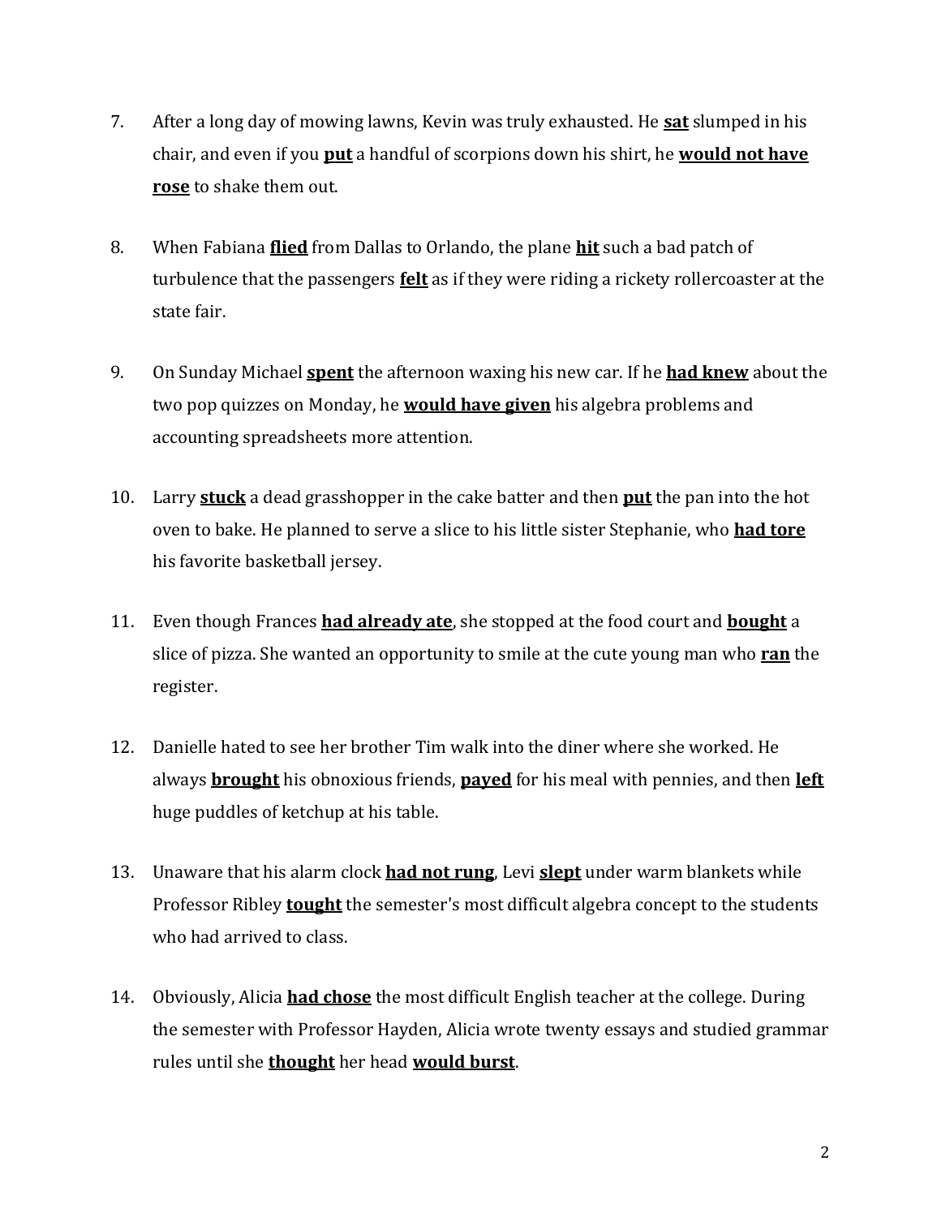7. After a long day of mowing lawns, Kevin was truly exhausted. He **sat** slumped in his chair, and even if you **put** a handful of scorpions down his shirt, he **would not have rose** to shake them out.

8. When Fabiana **flied** from Dallas to Orlando, the plane **hit** such a bad patch of turbulence that the passengers **felt** as if they were riding a rickety rollercoaster at the state fair.

9. On Sunday Michael **spent** the afternoon waxing his new car. If he **had knew** about the two pop quizzes on Monday, he **would have given** his algebra problems and accounting spreadsheets more attention.

10. Larry **stuck** a dead grasshopper in the cake batter and then **put** the pan into the hot oven to bake. He planned to serve a slice to his little sister Stephanie, who **had tore** his favorite basketball jersey.

11. Even though Frances **had already ate**, she stopped at the food court and **bought** a slice of pizza. She wanted an opportunity to smile at the cute young man who **ran** the register.

12. Danielle hated to see her brother Tim walk into the diner where she worked. He always **brought** his obnoxious friends, **payed** for his meal with pennies, and then **left** huge puddles of ketchup at his table.

13. Unaware that his alarm clock **had not rung**, Levi **slept** under warm blankets while Professor Ribley **tought** the semester's most difficult algebra concept to the students who had arrived to class.

14. Obviously, Alicia **had chose** the most difficult English teacher at the college. During the semester with Professor Hayden, Alicia wrote twenty essays and studied grammar rules until she **thought** her head **would burst**.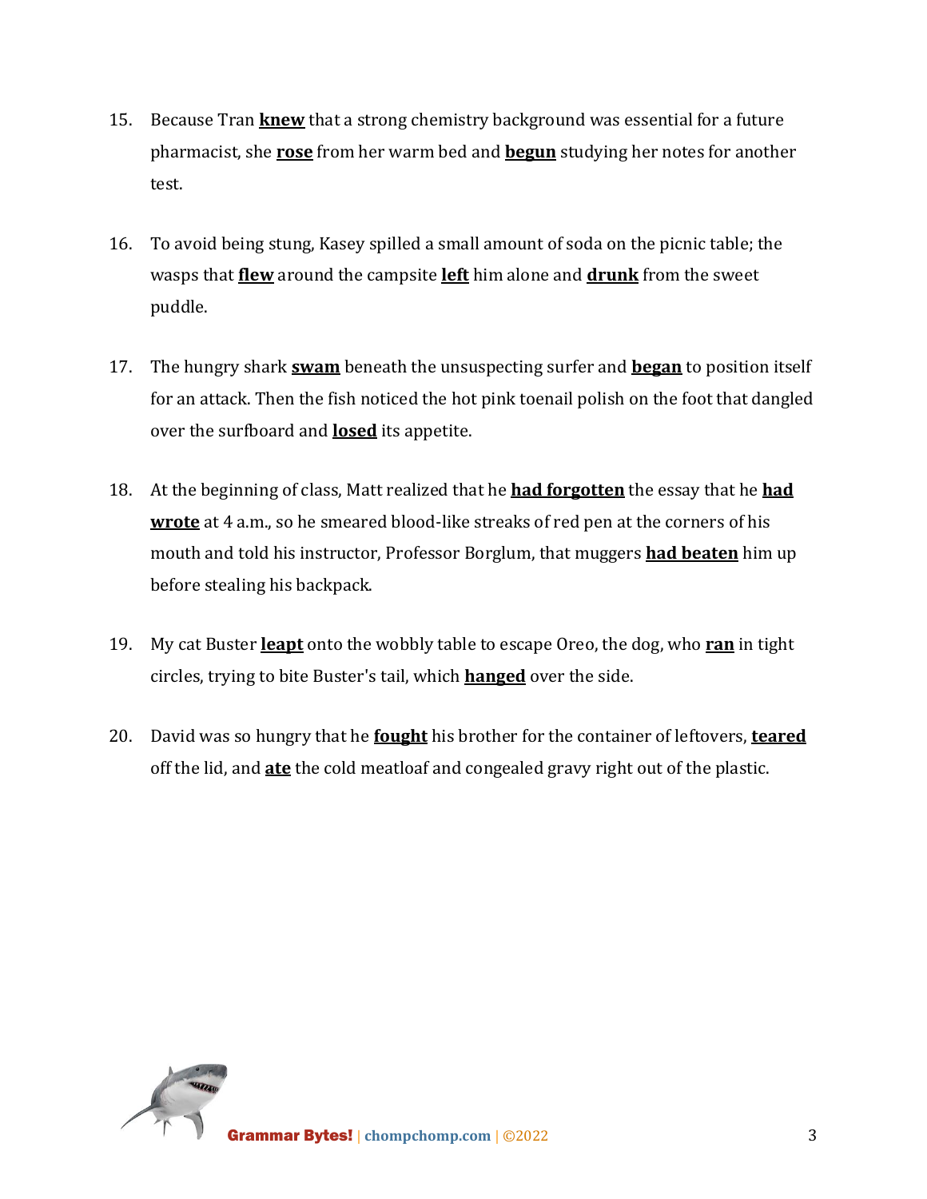15. Because Tran **knew** that a strong chemistry background was essential for a future pharmacist, she **rose** from her warm bed and **begun** studying her notes for another test.

16. To avoid being stung, Kasey spilled a small amount of soda on the picnic table; the wasps that **flew** around the campsite **left** him alone and **drunk** from the sweet puddle.

17. The hungry shark **swam** beneath the unsuspecting surfer and **began** to position itself for an attack. Then the fish noticed the hot pink toenail polish on the foot that dangled over the surfboard and **losed** its appetite.

18. At the beginning of class, Matt realized that he **had forgotten** the essay that he **had wrote** at 4 a.m., so he smeared blood-like streaks of red pen at the corners of his mouth and told his instructor, Professor Borglum, that muggers **had beaten** him up before stealing his backpack.

19. My cat Buster **leapt** onto the wobbly table to escape Oreo, the dog, who **ran** in tight circles, trying to bite Buster's tail, which **hanged** over the side.

20. David was so hungry that he **fought** his brother for the container of leftovers, **teared** off the lid, and **ate** the cold meatloaf and congealed gravy right out of the plastic.